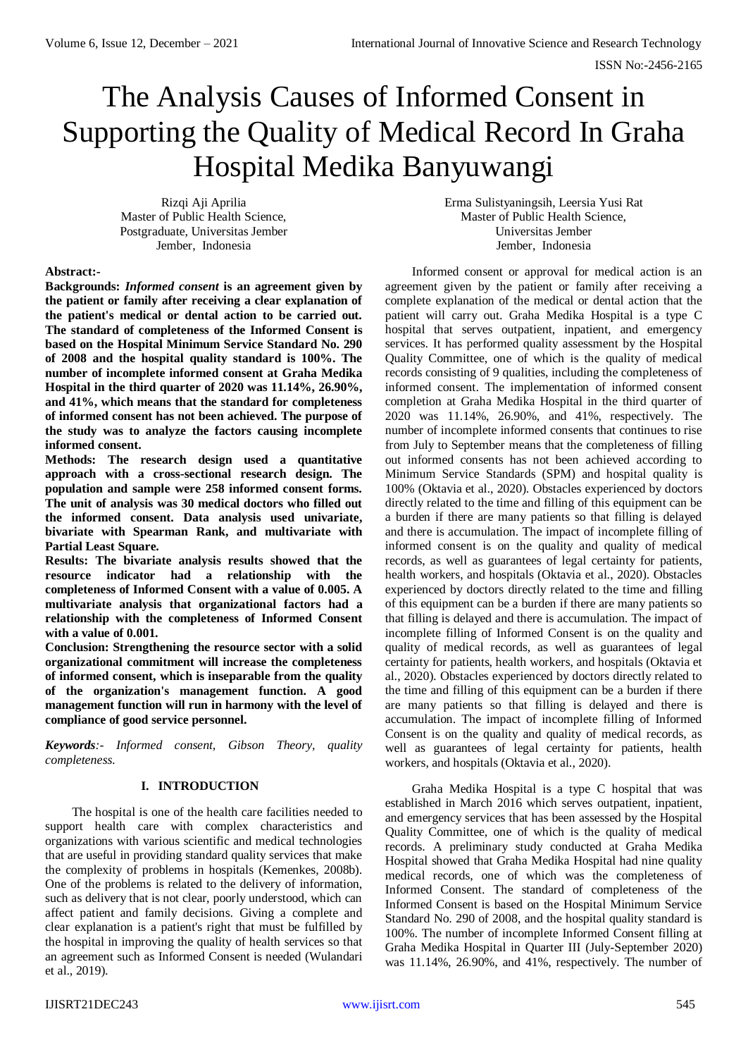# The Analysis Causes of Informed Consent in Supporting the Quality of Medical Record In Graha Hospital Medika Banyuwangi

Rizqi Aji Aprilia
Master of Public Health Science,
Postgraduate, Universitas Jember
Jember, Indonesia

Erma Sulistyaningsih, Leersia Yusi Rat
Master of Public Health Science,
Universitas Jember
Jember, Indonesia

**Abstract:-**

**Backgrounds:** ***Informed consent*** **is an agreement given by the patient or family after receiving a clear explanation of the patient's medical or dental action to be carried out. The standard of completeness of the Informed Consent is based on the Hospital Minimum Service Standard No. 290 of 2008 and the hospital quality standard is 100%. The number of incomplete informed consent at Graha Medika Hospital in the third quarter of 2020 was 11.14%, 26.90%, and 41%, which means that the standard for completeness of informed consent has not been achieved. The purpose of the study was to analyze the factors causing incomplete informed consent.**

**Methods: The research design used a quantitative approach with a cross-sectional research design. The population and sample were 258 informed consent forms. The unit of analysis was 30 medical doctors who filled out the informed consent. Data analysis used univariate, bivariate with Spearman Rank, and multivariate with Partial Least Square.**

**Results: The bivariate analysis results showed that the resource indicator had a relationship with the completeness of Informed Consent with a value of 0.005. A multivariate analysis that organizational factors had a relationship with the completeness of Informed Consent with a value of 0.001.**

**Conclusion: Strengthening the resource sector with a solid organizational commitment will increase the completeness of informed consent, which is inseparable from the quality of the organization's management function. A good management function will run in harmony with the level of compliance of good service personnel.**

***Keywords****:- Informed consent, Gibson Theory, quality completeness.*

## I. INTRODUCTION

The hospital is one of the health care facilities needed to support health care with complex characteristics and organizations with various scientific and medical technologies that are useful in providing standard quality services that make the complexity of problems in hospitals (Kemenkes, 2008b). One of the problems is related to the delivery of information, such as delivery that is not clear, poorly understood, which can affect patient and family decisions. Giving a complete and clear explanation is a patient's right that must be fulfilled by the hospital in improving the quality of health services so that an agreement such as Informed Consent is needed (Wulandari et al., 2019).

Informed consent or approval for medical action is an agreement given by the patient or family after receiving a complete explanation of the medical or dental action that the patient will carry out. Graha Medika Hospital is a type C hospital that serves outpatient, inpatient, and emergency services. It has performed quality assessment by the Hospital Quality Committee, one of which is the quality of medical records consisting of 9 qualities, including the completeness of informed consent. The implementation of informed consent completion at Graha Medika Hospital in the third quarter of 2020 was 11.14%, 26.90%, and 41%, respectively. The number of incomplete informed consents that continues to rise from July to September means that the completeness of filling out informed consents has not been achieved according to Minimum Service Standards (SPM) and hospital quality is 100% (Oktavia et al., 2020). Obstacles experienced by doctors directly related to the time and filling of this equipment can be a burden if there are many patients so that filling is delayed and there is accumulation. The impact of incomplete filling of informed consent is on the quality and quality of medical records, as well as guarantees of legal certainty for patients, health workers, and hospitals (Oktavia et al., 2020). Obstacles experienced by doctors directly related to the time and filling of this equipment can be a burden if there are many patients so that filling is delayed and there is accumulation. The impact of incomplete filling of Informed Consent is on the quality and quality of medical records, as well as guarantees of legal certainty for patients, health workers, and hospitals (Oktavia et al., 2020). Obstacles experienced by doctors directly related to the time and filling of this equipment can be a burden if there are many patients so that filling is delayed and there is accumulation. The impact of incomplete filling of Informed Consent is on the quality and quality of medical records, as well as guarantees of legal certainty for patients, health workers, and hospitals (Oktavia et al., 2020).

Graha Medika Hospital is a type C hospital that was established in March 2016 which serves outpatient, inpatient, and emergency services that has been assessed by the Hospital Quality Committee, one of which is the quality of medical records. A preliminary study conducted at Graha Medika Hospital showed that Graha Medika Hospital had nine quality medical records, one of which was the completeness of Informed Consent. The standard of completeness of the Informed Consent is based on the Hospital Minimum Service Standard No. 290 of 2008, and the hospital quality standard is 100%. The number of incomplete Informed Consent filling at Graha Medika Hospital in Quarter III (July-September 2020) was 11.14%, 26.90%, and 41%, respectively. The number of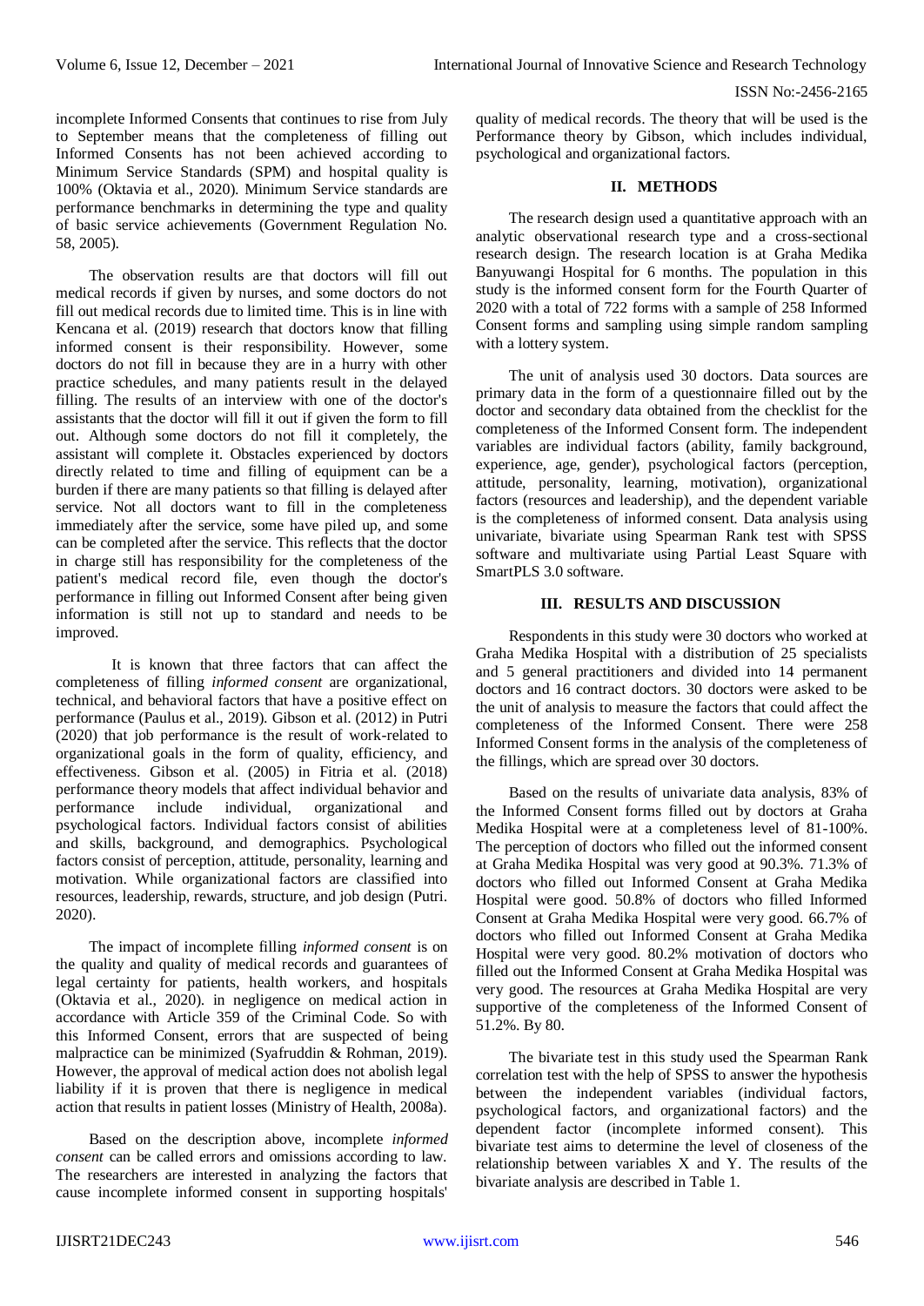incomplete Informed Consents that continues to rise from July to September means that the completeness of filling out Informed Consents has not been achieved according to Minimum Service Standards (SPM) and hospital quality is 100% (Oktavia et al., 2020). Minimum Service standards are performance benchmarks in determining the type and quality of basic service achievements (Government Regulation No. 58, 2005).

The observation results are that doctors will fill out medical records if given by nurses, and some doctors do not fill out medical records due to limited time. This is in line with Kencana et al. (2019) research that doctors know that filling informed consent is their responsibility. However, some doctors do not fill in because they are in a hurry with other practice schedules, and many patients result in the delayed filling. The results of an interview with one of the doctor's assistants that the doctor will fill it out if given the form to fill out. Although some doctors do not fill it completely, the assistant will complete it. Obstacles experienced by doctors directly related to time and filling of equipment can be a burden if there are many patients so that filling is delayed after service. Not all doctors want to fill in the completeness immediately after the service, some have piled up, and some can be completed after the service. This reflects that the doctor in charge still has responsibility for the completeness of the patient's medical record file, even though the doctor's performance in filling out Informed Consent after being given information is still not up to standard and needs to be improved.

It is known that three factors that can affect the completeness of filling *informed consent* are organizational, technical, and behavioral factors that have a positive effect on performance (Paulus et al., 2019). Gibson et al. (2012) in Putri (2020) that job performance is the result of work-related to organizational goals in the form of quality, efficiency, and effectiveness. Gibson et al. (2005) in Fitria et al. (2018) performance theory models that affect individual behavior and performance include individual, organizational and psychological factors. Individual factors consist of abilities and skills, background, and demographics. Psychological factors consist of perception, attitude, personality, learning and motivation. While organizational factors are classified into resources, leadership, rewards, structure, and job design (Putri. 2020).

The impact of incomplete filling *informed consent* is on the quality and quality of medical records and guarantees of legal certainty for patients, health workers, and hospitals (Oktavia et al., 2020). in negligence on medical action in accordance with Article 359 of the Criminal Code. So with this Informed Consent, errors that are suspected of being malpractice can be minimized (Syafruddin & Rohman, 2019). However, the approval of medical action does not abolish legal liability if it is proven that there is negligence in medical action that results in patient losses (Ministry of Health, 2008a).

Based on the description above, incomplete *informed consent* can be called errors and omissions according to law. The researchers are interested in analyzing the factors that cause incomplete informed consent in supporting hospitals' quality of medical records. The theory that will be used is the Performance theory by Gibson, which includes individual, psychological and organizational factors.

## II. METHODS

The research design used a quantitative approach with an analytic observational research type and a cross-sectional research design. The research location is at Graha Medika Banyuwangi Hospital for 6 months. The population in this study is the informed consent form for the Fourth Quarter of 2020 with a total of 722 forms with a sample of 258 Informed Consent forms and sampling using simple random sampling with a lottery system.

The unit of analysis used 30 doctors. Data sources are primary data in the form of a questionnaire filled out by the doctor and secondary data obtained from the checklist for the completeness of the Informed Consent form. The independent variables are individual factors (ability, family background, experience, age, gender), psychological factors (perception, attitude, personality, learning, motivation), organizational factors (resources and leadership), and the dependent variable is the completeness of informed consent. Data analysis using univariate, bivariate using Spearman Rank test with SPSS software and multivariate using Partial Least Square with SmartPLS 3.0 software.

## III. RESULTS AND DISCUSSION

Respondents in this study were 30 doctors who worked at Graha Medika Hospital with a distribution of 25 specialists and 5 general practitioners and divided into 14 permanent doctors and 16 contract doctors. 30 doctors were asked to be the unit of analysis to measure the factors that could affect the completeness of the Informed Consent. There were 258 Informed Consent forms in the analysis of the completeness of the fillings, which are spread over 30 doctors.

Based on the results of univariate data analysis, 83% of the Informed Consent forms filled out by doctors at Graha Medika Hospital were at a completeness level of 81-100%. The perception of doctors who filled out the informed consent at Graha Medika Hospital was very good at 90.3%. 71.3% of doctors who filled out Informed Consent at Graha Medika Hospital were good. 50.8% of doctors who filled Informed Consent at Graha Medika Hospital were very good. 66.7% of doctors who filled out Informed Consent at Graha Medika Hospital were very good. 80.2% motivation of doctors who filled out the Informed Consent at Graha Medika Hospital was very good. The resources at Graha Medika Hospital are very supportive of the completeness of the Informed Consent of 51.2%. By 80.

The bivariate test in this study used the Spearman Rank correlation test with the help of SPSS to answer the hypothesis between the independent variables (individual factors, psychological factors, and organizational factors) and the dependent factor (incomplete informed consent). This bivariate test aims to determine the level of closeness of the relationship between variables X and Y. The results of the bivariate analysis are described in Table 1.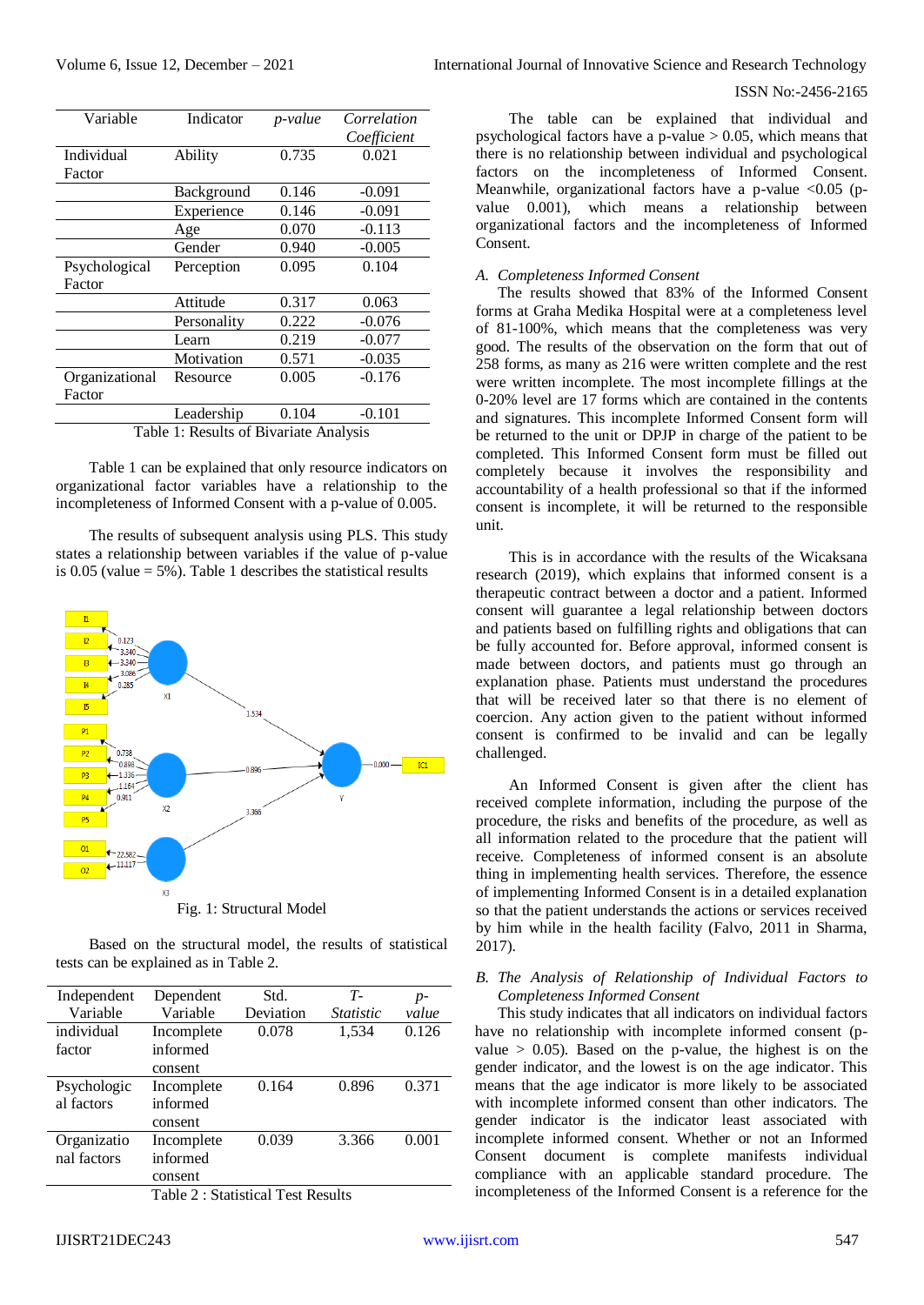| Variable | Indicator | *p-value* | *Correlation Coefficient* |
|---|---|---|---|
| Individual Factor | Ability | 0.735 | 0.021 |
| | Background | 0.146 | -0.091 |
| | Experience | 0.146 | -0.091 |
| | Age | 0.070 | -0.113 |
| | Gender | 0.940 | -0.005 |
| Psychological Factor | Perception | 0.095 | 0.104 |
| | Attitude | 0.317 | 0.063 |
| | Personality | 0.222 | -0.076 |
| | Learn | 0.219 | -0.077 |
| | Motivation | 0.571 | -0.035 |
| Organizational Factor | Resource | 0.005 | -0.176 |
| | Leadership | 0.104 | -0.101 |

Table 1: Results of Bivariate Analysis

Table 1 can be explained that only resource indicators on organizational factor variables have a relationship to the incompleteness of Informed Consent with a p-value of 0.005.

The results of subsequent analysis using PLS. This study states a relationship between variables if the value of p-value is 0.05 (value = 5%). Table 1 describes the statistical results

Fig. 1: Structural Model

Based on the structural model, the results of statistical tests can be explained as in Table 2.

| Independent Variable | Dependent Variable | Std. Deviation | *T-Statistic* | *p-value* |
|---|---|---|---|---|
| individual factor | Incomplete informed consent | 0.078 | 1,534 | 0.126 |
| Psychological factors | Incomplete informed consent | 0.164 | 0.896 | 0.371 |
| Organizational factors | Incomplete informed consent | 0.039 | 3.366 | 0.001 |

Table 2 : Statistical Test Results

The table can be explained that individual and psychological factors have a p-value > 0.05, which means that there is no relationship between individual and psychological factors on the incompleteness of Informed Consent. Meanwhile, organizational factors have a p-value <0.05 (p-value 0.001), which means a relationship between organizational factors and the incompleteness of Informed Consent.

### *A. Completeness Informed Consent*

The results showed that 83% of the Informed Consent forms at Graha Medika Hospital were at a completeness level of 81-100%, which means that the completeness was very good. The results of the observation on the form that out of 258 forms, as many as 216 were written complete and the rest were written incomplete. The most incomplete fillings at the 0-20% level are 17 forms which are contained in the contents and signatures. This incomplete Informed Consent form will be returned to the unit or DPJP in charge of the patient to be completed. This Informed Consent form must be filled out completely because it involves the responsibility and accountability of a health professional so that if the informed consent is incomplete, it will be returned to the responsible unit.

This is in accordance with the results of the Wicaksana research (2019), which explains that informed consent is a therapeutic contract between a doctor and a patient. Informed consent will guarantee a legal relationship between doctors and patients based on fulfilling rights and obligations that can be fully accounted for. Before approval, informed consent is made between doctors, and patients must go through an explanation phase. Patients must understand the procedures that will be received later so that there is no element of coercion. Any action given to the patient without informed consent is confirmed to be invalid and can be legally challenged.

An Informed Consent is given after the client has received complete information, including the purpose of the procedure, the risks and benefits of the procedure, as well as all information related to the procedure that the patient will receive. Completeness of informed consent is an absolute thing in implementing health services. Therefore, the essence of implementing Informed Consent is in a detailed explanation so that the patient understands the actions or services received by him while in the health facility (Falvo, 2011 in Sharma, 2017).

### *B. The Analysis of Relationship of Individual Factors to Completeness Informed Consent*

This study indicates that all indicators on individual factors have no relationship with incomplete informed consent (p-value > 0.05). Based on the p-value, the highest is on the gender indicator, and the lowest is on the age indicator. This means that the age indicator is more likely to be associated with incomplete informed consent than other indicators. The gender indicator is the indicator least associated with incomplete informed consent. Whether or not an Informed Consent document is complete manifests individual compliance with an applicable standard procedure. The incompleteness of the Informed Consent is a reference for the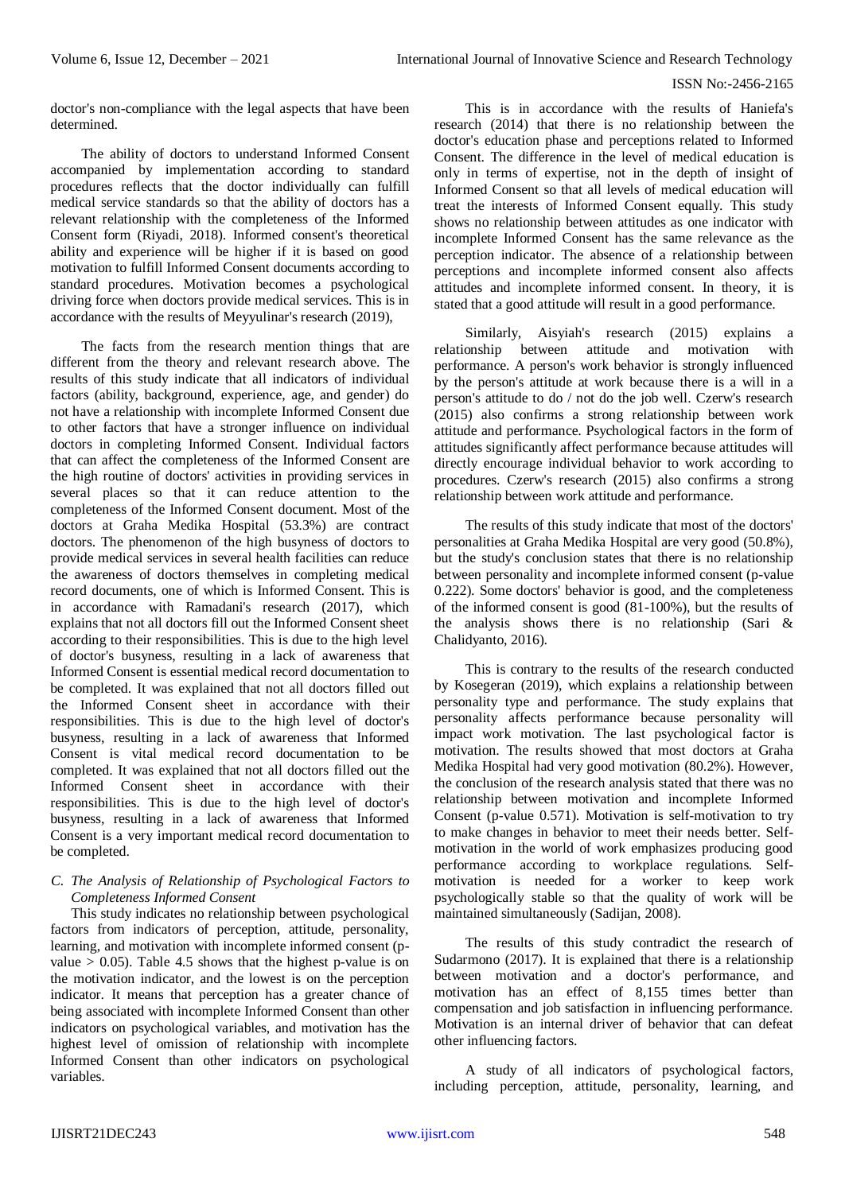doctor's non-compliance with the legal aspects that have been determined.

The ability of doctors to understand Informed Consent accompanied by implementation according to standard procedures reflects that the doctor individually can fulfill medical service standards so that the ability of doctors has a relevant relationship with the completeness of the Informed Consent form (Riyadi, 2018). Informed consent's theoretical ability and experience will be higher if it is based on good motivation to fulfill Informed Consent documents according to standard procedures. Motivation becomes a psychological driving force when doctors provide medical services. This is in accordance with the results of Meyyulinar's research (2019),

The facts from the research mention things that are different from the theory and relevant research above. The results of this study indicate that all indicators of individual factors (ability, background, experience, age, and gender) do not have a relationship with incomplete Informed Consent due to other factors that have a stronger influence on individual doctors in completing Informed Consent. Individual factors that can affect the completeness of the Informed Consent are the high routine of doctors' activities in providing services in several places so that it can reduce attention to the completeness of the Informed Consent document. Most of the doctors at Graha Medika Hospital (53.3%) are contract doctors. The phenomenon of the high busyness of doctors to provide medical services in several health facilities can reduce the awareness of doctors themselves in completing medical record documents, one of which is Informed Consent. This is in accordance with Ramadani's research (2017), which explains that not all doctors fill out the Informed Consent sheet according to their responsibilities. This is due to the high level of doctor's busyness, resulting in a lack of awareness that Informed Consent is essential medical record documentation to be completed. It was explained that not all doctors filled out the Informed Consent sheet in accordance with their responsibilities. This is due to the high level of doctor's busyness, resulting in a lack of awareness that Informed Consent is vital medical record documentation to be completed. It was explained that not all doctors filled out the Informed Consent sheet in accordance with their responsibilities. This is due to the high level of doctor's busyness, resulting in a lack of awareness that Informed Consent is a very important medical record documentation to be completed.

### *C. The Analysis of Relationship of Psychological Factors to Completeness Informed Consent*

This study indicates no relationship between psychological factors from indicators of perception, attitude, personality, learning, and motivation with incomplete informed consent (p-value > 0.05). Table 4.5 shows that the highest p-value is on the motivation indicator, and the lowest is on the perception indicator. It means that perception has a greater chance of being associated with incomplete Informed Consent than other indicators on psychological variables, and motivation has the highest level of omission of relationship with incomplete Informed Consent than other indicators on psychological variables.

This is in accordance with the results of Haniefa's research (2014) that there is no relationship between the doctor's education phase and perceptions related to Informed Consent. The difference in the level of medical education is only in terms of expertise, not in the depth of insight of Informed Consent so that all levels of medical education will treat the interests of Informed Consent equally. This study shows no relationship between attitudes as one indicator with incomplete Informed Consent has the same relevance as the perception indicator. The absence of a relationship between perceptions and incomplete informed consent also affects attitudes and incomplete informed consent. In theory, it is stated that a good attitude will result in a good performance.

Similarly, Aisyiah's research (2015) explains a relationship between attitude and motivation with performance. A person's work behavior is strongly influenced by the person's attitude at work because there is a will in a person's attitude to do / not do the job well. Czerw's research (2015) also confirms a strong relationship between work attitude and performance. Psychological factors in the form of attitudes significantly affect performance because attitudes will directly encourage individual behavior to work according to procedures. Czerw's research (2015) also confirms a strong relationship between work attitude and performance.

The results of this study indicate that most of the doctors' personalities at Graha Medika Hospital are very good (50.8%), but the study's conclusion states that there is no relationship between personality and incomplete informed consent (p-value 0.222). Some doctors' behavior is good, and the completeness of the informed consent is good (81-100%), but the results of the analysis shows there is no relationship (Sari & Chalidyanto, 2016).

This is contrary to the results of the research conducted by Kosegeran (2019), which explains a relationship between personality type and performance. The study explains that personality affects performance because personality will impact work motivation. The last psychological factor is motivation. The results showed that most doctors at Graha Medika Hospital had very good motivation (80.2%). However, the conclusion of the research analysis stated that there was no relationship between motivation and incomplete Informed Consent (p-value 0.571). Motivation is self-motivation to try to make changes in behavior to meet their needs better. Self-motivation in the world of work emphasizes producing good performance according to workplace regulations. Self-motivation is needed for a worker to keep work psychologically stable so that the quality of work will be maintained simultaneously (Sadijan, 2008).

The results of this study contradict the research of Sudarmono (2017). It is explained that there is a relationship between motivation and a doctor's performance, and motivation has an effect of 8,155 times better than compensation and job satisfaction in influencing performance. Motivation is an internal driver of behavior that can defeat other influencing factors.

A study of all indicators of psychological factors, including perception, attitude, personality, learning, and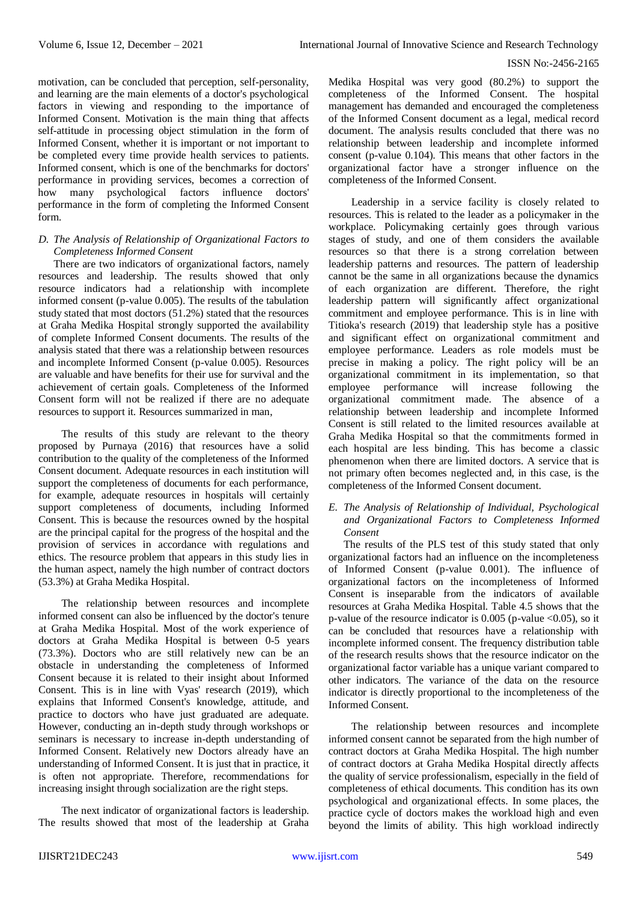motivation, can be concluded that perception, self-personality, and learning are the main elements of a doctor's psychological factors in viewing and responding to the importance of Informed Consent. Motivation is the main thing that affects self-attitude in processing object stimulation in the form of Informed Consent, whether it is important or not important to be completed every time provide health services to patients. Informed consent, which is one of the benchmarks for doctors' performance in providing services, becomes a correction of how many psychological factors influence doctors' performance in the form of completing the Informed Consent form.

### *D. The Analysis of Relationship of Organizational Factors to Completeness Informed Consent*

There are two indicators of organizational factors, namely resources and leadership. The results showed that only resource indicators had a relationship with incomplete informed consent (p-value 0.005). The results of the tabulation study stated that most doctors (51.2%) stated that the resources at Graha Medika Hospital strongly supported the availability of complete Informed Consent documents. The results of the analysis stated that there was a relationship between resources and incomplete Informed Consent (p-value 0.005). Resources are valuable and have benefits for their use for survival and the achievement of certain goals. Completeness of the Informed Consent form will not be realized if there are no adequate resources to support it. Resources summarized in man,

The results of this study are relevant to the theory proposed by Purnaya (2016) that resources have a solid contribution to the quality of the completeness of the Informed Consent document. Adequate resources in each institution will support the completeness of documents for each performance, for example, adequate resources in hospitals will certainly support completeness of documents, including Informed Consent. This is because the resources owned by the hospital are the principal capital for the progress of the hospital and the provision of services in accordance with regulations and ethics. The resource problem that appears in this study lies in the human aspect, namely the high number of contract doctors (53.3%) at Graha Medika Hospital.

The relationship between resources and incomplete informed consent can also be influenced by the doctor's tenure at Graha Medika Hospital. Most of the work experience of doctors at Graha Medika Hospital is between 0-5 years (73.3%). Doctors who are still relatively new can be an obstacle in understanding the completeness of Informed Consent because it is related to their insight about Informed Consent. This is in line with Vyas' research (2019), which explains that Informed Consent's knowledge, attitude, and practice to doctors who have just graduated are adequate. However, conducting an in-depth study through workshops or seminars is necessary to increase in-depth understanding of Informed Consent. Relatively new Doctors already have an understanding of Informed Consent. It is just that in practice, it is often not appropriate. Therefore, recommendations for increasing insight through socialization are the right steps.

The next indicator of organizational factors is leadership. The results showed that most of the leadership at Graha Medika Hospital was very good (80.2%) to support the completeness of the Informed Consent. The hospital management has demanded and encouraged the completeness of the Informed Consent document as a legal, medical record document. The analysis results concluded that there was no relationship between leadership and incomplete informed consent (p-value 0.104). This means that other factors in the organizational factor have a stronger influence on the completeness of the Informed Consent.

Leadership in a service facility is closely related to resources. This is related to the leader as a policymaker in the workplace. Policymaking certainly goes through various stages of study, and one of them considers the available resources so that there is a strong correlation between leadership patterns and resources. The pattern of leadership cannot be the same in all organizations because the dynamics of each organization are different. Therefore, the right leadership pattern will significantly affect organizational commitment and employee performance. This is in line with Titioka's research (2019) that leadership style has a positive and significant effect on organizational commitment and employee performance. Leaders as role models must be precise in making a policy. The right policy will be an organizational commitment in its implementation, so that employee performance will increase following the organizational commitment made. The absence of a relationship between leadership and incomplete Informed Consent is still related to the limited resources available at Graha Medika Hospital so that the commitments formed in each hospital are less binding. This has become a classic phenomenon when there are limited doctors. A service that is not primary often becomes neglected and, in this case, is the completeness of the Informed Consent document.

### *E. The Analysis of Relationship of Individual, Psychological and Organizational Factors to Completeness Informed Consent*

The results of the PLS test of this study stated that only organizational factors had an influence on the incompleteness of Informed Consent (p-value 0.001). The influence of organizational factors on the incompleteness of Informed Consent is inseparable from the indicators of available resources at Graha Medika Hospital. Table 4.5 shows that the p-value of the resource indicator is 0.005 (p-value <0.05), so it can be concluded that resources have a relationship with incomplete informed consent. The frequency distribution table of the research results shows that the resource indicator on the organizational factor variable has a unique variant compared to other indicators. The variance of the data on the resource indicator is directly proportional to the incompleteness of the Informed Consent.

The relationship between resources and incomplete informed consent cannot be separated from the high number of contract doctors at Graha Medika Hospital. The high number of contract doctors at Graha Medika Hospital directly affects the quality of service professionalism, especially in the field of completeness of ethical documents. This condition has its own psychological and organizational effects. In some places, the practice cycle of doctors makes the workload high and even beyond the limits of ability. This high workload indirectly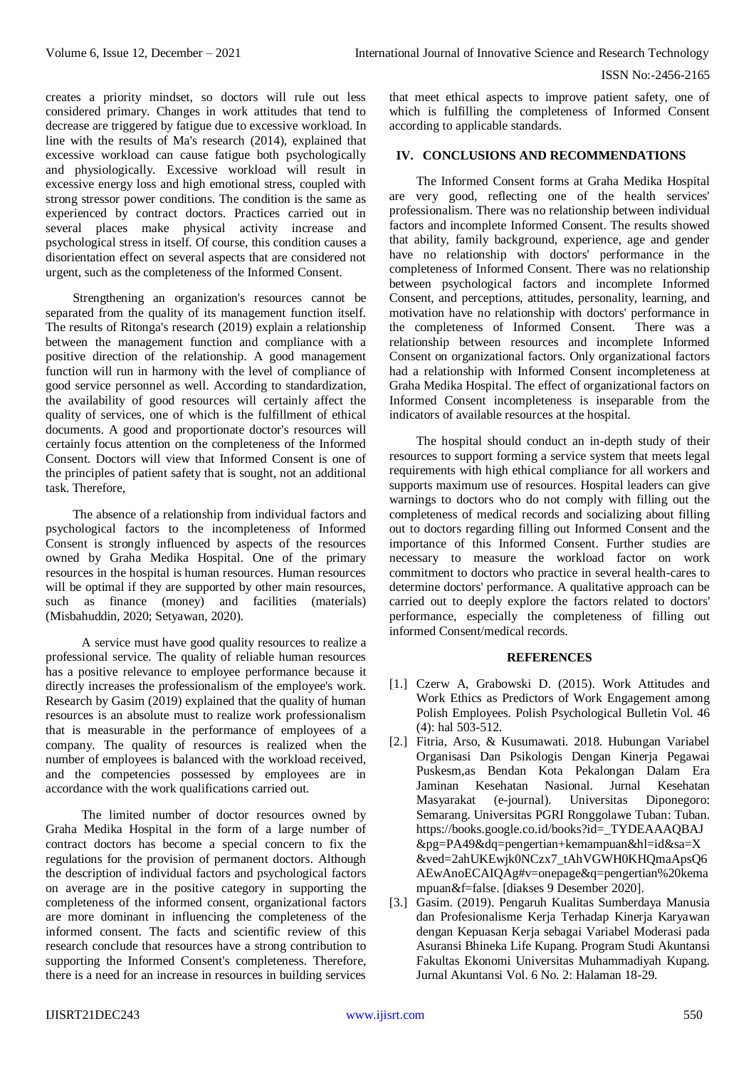creates a priority mindset, so doctors will rule out less considered primary. Changes in work attitudes that tend to decrease are triggered by fatigue due to excessive workload. In line with the results of Ma's research (2014), explained that excessive workload can cause fatigue both psychologically and physiologically. Excessive workload will result in excessive energy loss and high emotional stress, coupled with strong stressor power conditions. The condition is the same as experienced by contract doctors. Practices carried out in several places make physical activity increase and psychological stress in itself. Of course, this condition causes a disorientation effect on several aspects that are considered not urgent, such as the completeness of the Informed Consent.

Strengthening an organization's resources cannot be separated from the quality of its management function itself. The results of Ritonga's research (2019) explain a relationship between the management function and compliance with a positive direction of the relationship. A good management function will run in harmony with the level of compliance of good service personnel as well. According to standardization, the availability of good resources will certainly affect the quality of services, one of which is the fulfillment of ethical documents. A good and proportionate doctor's resources will certainly focus attention on the completeness of the Informed Consent. Doctors will view that Informed Consent is one of the principles of patient safety that is sought, not an additional task. Therefore,

The absence of a relationship from individual factors and psychological factors to the incompleteness of Informed Consent is strongly influenced by aspects of the resources owned by Graha Medika Hospital. One of the primary resources in the hospital is human resources. Human resources will be optimal if they are supported by other main resources, such as finance (money) and facilities (materials) (Misbahuddin, 2020; Setyawan, 2020).

A service must have good quality resources to realize a professional service. The quality of reliable human resources has a positive relevance to employee performance because it directly increases the professionalism of the employee's work. Research by Gasim (2019) explained that the quality of human resources is an absolute must to realize work professionalism that is measurable in the performance of employees of a company. The quality of resources is realized when the number of employees is balanced with the workload received, and the competencies possessed by employees are in accordance with the work qualifications carried out.

The limited number of doctor resources owned by Graha Medika Hospital in the form of a large number of contract doctors has become a special concern to fix the regulations for the provision of permanent doctors. Although the description of individual factors and psychological factors on average are in the positive category in supporting the completeness of the informed consent, organizational factors are more dominant in influencing the completeness of the informed consent. The facts and scientific review of this research conclude that resources have a strong contribution to supporting the Informed Consent's completeness. Therefore, there is a need for an increase in resources in building services that meet ethical aspects to improve patient safety, one of which is fulfilling the completeness of Informed Consent according to applicable standards.

## IV. CONCLUSIONS AND RECOMMENDATIONS

The Informed Consent forms at Graha Medika Hospital are very good, reflecting one of the health services' professionalism. There was no relationship between individual factors and incomplete Informed Consent. The results showed that ability, family background, experience, age and gender have no relationship with doctors' performance in the completeness of Informed Consent. There was no relationship between psychological factors and incomplete Informed Consent, and perceptions, attitudes, personality, learning, and motivation have no relationship with doctors' performance in the completeness of Informed Consent. There was a relationship between resources and incomplete Informed Consent on organizational factors. Only organizational factors had a relationship with Informed Consent incompleteness at Graha Medika Hospital. The effect of organizational factors on Informed Consent incompleteness is inseparable from the indicators of available resources at the hospital.

The hospital should conduct an in-depth study of their resources to support forming a service system that meets legal requirements with high ethical compliance for all workers and supports maximum use of resources. Hospital leaders can give warnings to doctors who do not comply with filling out the completeness of medical records and socializing about filling out to doctors regarding filling out Informed Consent and the importance of this Informed Consent. Further studies are necessary to measure the workload factor on work commitment to doctors who practice in several health-cares to determine doctors' performance. A qualitative approach can be carried out to deeply explore the factors related to doctors' performance, especially the completeness of filling out informed Consent/medical records.

## REFERENCES

[1.] Czerw A, Grabowski D. (2015). Work Attitudes and Work Ethics as Predictors of Work Engagement among Polish Employees. Polish Psychological Bulletin Vol. 46 (4): hal 503-512.

[2.] Fitria, Arso, & Kusumawati. 2018. Hubungan Variabel Organisasi Dan Psikologis Dengan Kinerja Pegawai Puskesm,as Bendan Kota Pekalongan Dalam Era Jaminan Kesehatan Nasional. Jurnal Kesehatan Masyarakat (e-journal). Universitas Diponegoro: Semarang. Universitas PGRI Ronggolawe Tuban: Tuban. https://books.google.co.id/books?id=_TYDEAAAQBAJ&pg=PA49&dq=pengertian+kemampuan&hl=id&sa=X&ved=2ahUKEwjk0NCzx7_tAhVGWH0KHQmaApsQ6AEwAnoECAIQAg#v=onepage&q=pengertian%20kemampuan&f=false. [diakses 9 Desember 2020].

[3.] Gasim. (2019). Pengaruh Kualitas Sumberdaya Manusia dan Profesionalisme Kerja Terhadap Kinerja Karyawan dengan Kepuasan Kerja sebagai Variabel Moderasi pada Asuransi Bhineka Life Kupang. Program Studi Akuntansi Fakultas Ekonomi Universitas Muhammadiyah Kupang. Jurnal Akuntansi Vol. 6 No. 2: Halaman 18-29.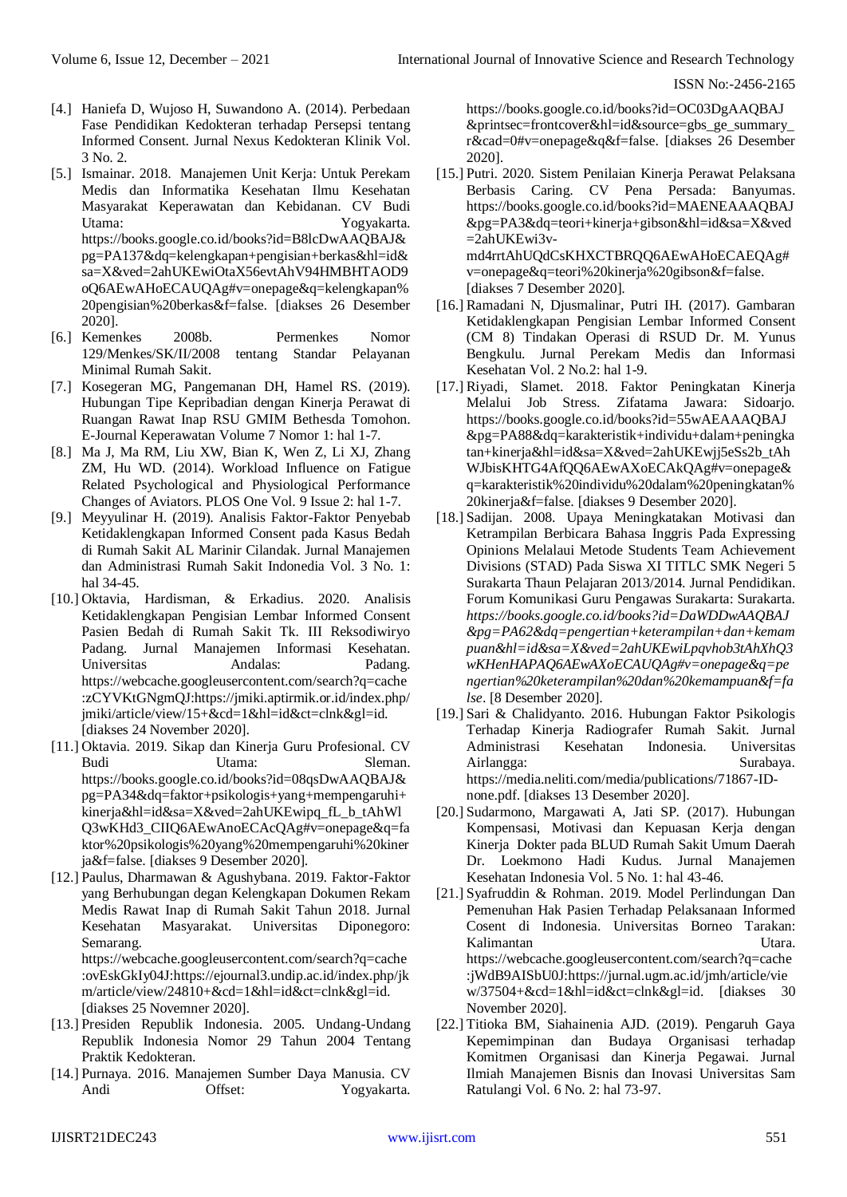[4.] Haniefa D, Wujoso H, Suwandono A. (2014). Perbedaan Fase Pendidikan Kedokteran terhadap Persepsi tentang Informed Consent. Jurnal Nexus Kedokteran Klinik Vol. 3 No. 2.

[5.] Ismainar. 2018. Manajemen Unit Kerja: Untuk Perekam Medis dan Informatika Kesehatan Ilmu Kesehatan Masyarakat Keperawatan dan Kebidanan. CV Budi Utama: Yogyakarta. https://books.google.co.id/books?id=B8lcDwAAQBAJ&pg=PA137&dq=kelengkapan+pengisian+berkas&hl=id&sa=X&ved=2ahUKEwiOtaX56evtAhV94HMBHTAOD9oQ6AEwAHoECAUQAg#v=onepage&q=kelengkapan%20pengisian%20berkas&f=false. [diakses 26 Desember 2020].

[6.] Kemenkes 2008b. Permenkes Nomor 129/Menkes/SK/II/2008 tentang Standar Pelayanan Minimal Rumah Sakit.

[7.] Kosegeran MG, Pangemanan DH, Hamel RS. (2019). Hubungan Tipe Kepribadian dengan Kinerja Perawat di Ruangan Rawat Inap RSU GMIM Bethesda Tomohon. E-Journal Keperawatan Volume 7 Nomor 1: hal 1-7.

[8.] Ma J, Ma RM, Liu XW, Bian K, Wen Z, Li XJ, Zhang ZM, Hu WD. (2014). Workload Influence on Fatigue Related Psychological and Physiological Performance Changes of Aviators. PLOS One Vol. 9 Issue 2: hal 1-7.

[9.] Meyyulinar H. (2019). Analisis Faktor-Faktor Penyebab Ketidaklengkapan Informed Consent pada Kasus Bedah di Rumah Sakit AL Marinir Cilandak. Jurnal Manajemen dan Administrasi Rumah Sakit Indonesia Vol. 3 No. 1: hal 34-45.

[10.] Oktavia, Hardisman, & Erkadius. 2020. Analisis Ketidaklengkapan Pengisian Lembar Informed Consent Pasien Bedah di Rumah Sakit Tk. III Reksodiwiryo Padang. Jurnal Manajemen Informasi Kesehatan. Universitas Andalas: Padang. https://webcache.googleusercontent.com/search?q=cache:zCYVKtGNgmQJ:https://jmiki.aptirmik.or.id/index.php/jmiki/article/view/15+&cd=1&hl=id&ct=clnk&gl=id. [diakses 24 November 2020].

[11.] Oktavia. 2019. Sikap dan Kinerja Guru Profesional. CV Budi Utama: Sleman. https://books.google.co.id/books?id=08qsDwAAQBAJ&pg=PA34&dq=faktor+psikologis+yang+mempengaruhi+kinerja&hl=id&sa=X&ved=2ahUKEwipq_fL_b_tAhWlQ3wKHd3_CIIQ6AEwAnoECAcQAg#v=onepage&q=faktor%20psikologis%20yang%20mempengaruhi%20kinerja&f=false. [diakses 9 Desember 2020].

[12.] Paulus, Dharmawan & Agushybana. 2019. Faktor-Faktor yang Berhubungan degan Kelengkapan Dokumen Rekam Medis Rawat Inap di Rumah Sakit Tahun 2018. Jurnal Kesehatan Masyarakat. Universitas Diponegoro: Semarang. https://webcache.googleusercontent.com/search?q=cache:ovEskGkIy04J:https://ejournal3.undip.ac.id/index.php/jkm/article/view/24810+&cd=1&hl=id&ct=clnk&gl=id. [diakses 25 Novemner 2020].

[13.] Presiden Republik Indonesia. 2005. Undang-Undang Republik Indonesia Nomor 29 Tahun 2004 Tentang Praktik Kedokteran.

[14.] Purnaya. 2016. Manajemen Sumber Daya Manusia. CV Andi Offset: Yogyakarta. https://books.google.co.id/books?id=OC03DgAAQBAJ&printsec=frontcover&hl=id&source=gbs_ge_summary_r&cad=0#v=onepage&q&f=false. [diakses 26 Desember 2020].

[15.] Putri. 2020. Sistem Penilaian Kinerja Perawat Pelaksana Berbasis Caring. CV Pena Persada: Banyumas. https://books.google.co.id/books?id=MAENEAAAQBAJ&pg=PA3&dq=teori+kinerja+gibson&hl=id&sa=X&ved=2ahUKEwi3v-md4rrtAhUQdCsKHXCTBRQQ6AEwAHoECAEQAg#v=onepage&q=teori%20kinerja%20gibson&f=false. [diakses 7 Desember 2020].

[16.] Ramadani N, Djusmalinar, Putri IH. (2017). Gambaran Ketidaklengkapan Pengisian Lembar Informed Consent (CM 8) Tindakan Operasi di RSUD Dr. M. Yunus Bengkulu. Jurnal Perekam Medis dan Informasi Kesehatan Vol. 2 No.2: hal 1-9.

[17.] Riyadi, Slamet. 2018. Faktor Peningkatan Kinerja Melalui Job Stress. Zifatama Jawara: Sidoarjo. https://books.google.co.id/books?id=55wAEAAAQBAJ&pg=PA88&dq=karakteristik+individu+dalam+peningkatan+kinerja&hl=id&sa=X&ved=2ahUKEwjj5eSs2b_tAhWJbisKHTG4AfQQ6AEwAXoECAkQAg#v=onepage&q=karakteristik%20individu%20dalam%20peningkatan%20kinerja&f=false. [diakses 9 Desember 2020].

[18.] Sadijan. 2008. Upaya Meningkatakan Motivasi dan Ketrampilan Berbicara Bahasa Inggris Pada Expressing Opinions Melalaui Metode Students Team Achievement Divisions (STAD) Pada Siswa XI TITLC SMK Negeri 5 Surakarta Thaun Pelajaran 2013/2014. Jurnal Pendidikan. Forum Komunikasi Guru Pengawas Surakarta: Surakarta. *https://books.google.co.id/books?id=DaWDDwAAQBAJ&pg=PA62&dq=pengertian+keterampilan+dan+kemampuan&hl=id&sa=X&ved=2ahUKEwiLpqvhob3tAhXhQ3wKHenHAPAQ6AEwAXoECAUQAg#v=onepage&q=pengertian%20keterampilan%20dan%20kemampuan&f=false*. [8 Desember 2020].

[19.] Sari & Chalidyanto. 2016. Hubungan Faktor Psikologis Terhadap Kinerja Radiografer Rumah Sakit. Jurnal Administrasi Kesehatan Indonesia. Universitas Airlangga: Surabaya. https://media.neliti.com/media/publications/71867-ID-none.pdf. [diakses 13 Desember 2020].

[20.] Sudarmono, Margawati A, Jati SP. (2017). Hubungan Kompensasi, Motivasi dan Kepuasan Kerja dengan Kinerja Dokter pada BLUD Rumah Sakit Umum Daerah Dr. Loekmono Hadi Kudus. Jurnal Manajemen Kesehatan Indonesia Vol. 5 No. 1: hal 43-46.

[21.] Syafruddin & Rohman. 2019. Model Perlindungan Dan Pemenuhan Hak Pasien Terhadap Pelaksanaan Informed Cosent di Indonesia. Universitas Borneo Tarakan: Kalimantan Utara. https://webcache.googleusercontent.com/search?q=cache:jWdB9AISbU0J:https://jurnal.ugm.ac.id/jmh/article/view/37504+&cd=1&hl=id&ct=clnk&gl=id. [diakses 30 November 2020].

[22.] Titioka BM, Siahainenia AJD. (2019). Pengaruh Gaya Kepemimpinan dan Budaya Organisasi terhadap Komitmen Organisasi dan Kinerja Pegawai. Jurnal Ilmiah Manajemen Bisnis dan Inovasi Universitas Sam Ratulangi Vol. 6 No. 2: hal 73-97.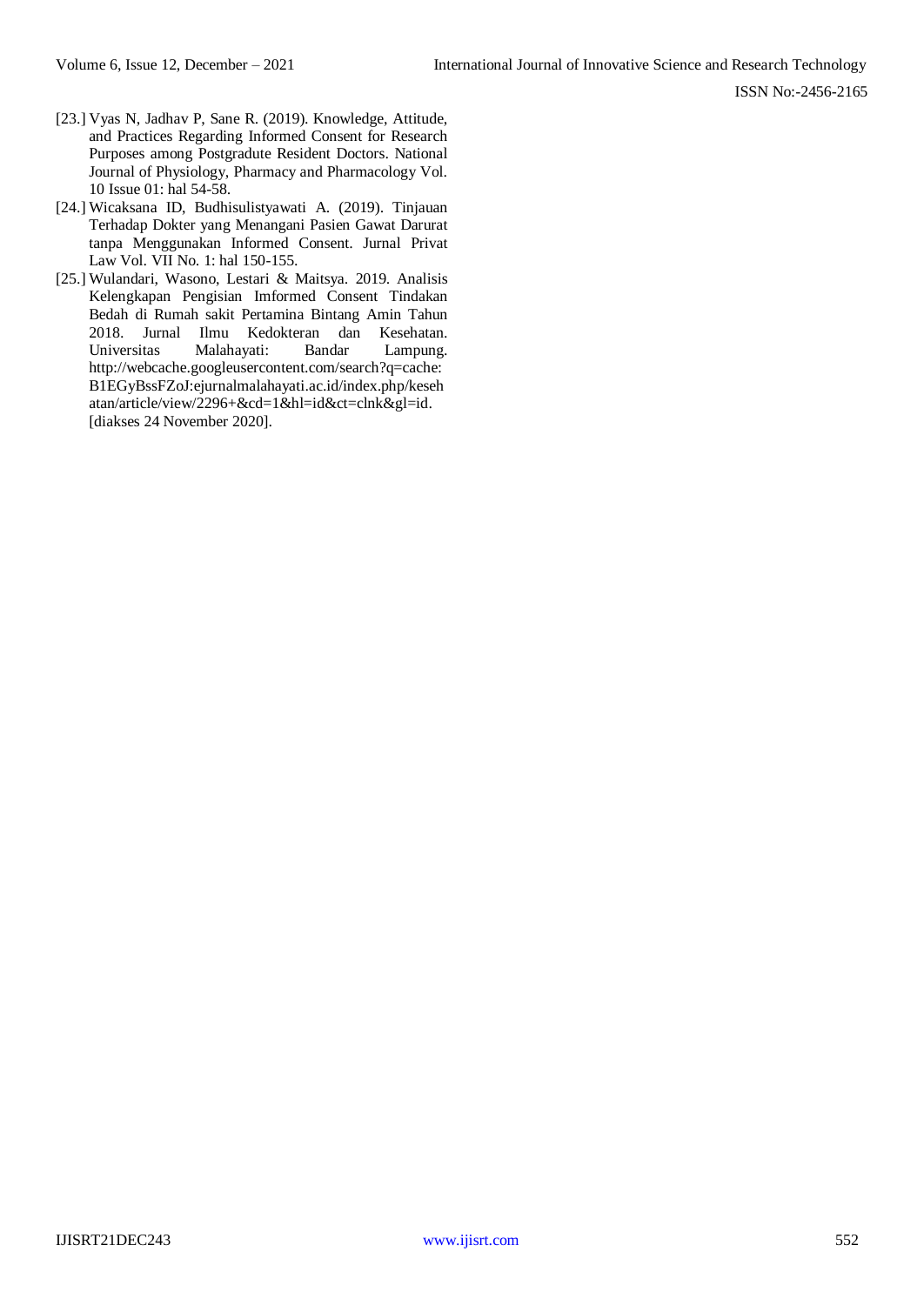[23.] Vyas N, Jadhav P, Sane R. (2019). Knowledge, Attitude, and Practices Regarding Informed Consent for Research Purposes among Postgradute Resident Doctors. National Journal of Physiology, Pharmacy and Pharmacology Vol. 10 Issue 01: hal 54-58.

[24.] Wicaksana ID, Budhisulistyawati A. (2019). Tinjauan Terhadap Dokter yang Menangani Pasien Gawat Darurat tanpa Menggunakan Informed Consent. Jurnal Privat Law Vol. VII No. 1: hal 150-155.

[25.] Wulandari, Wasono, Lestari & Maitsya. 2019. Analisis Kelengkapan Pengisian Imformed Consent Tindakan Bedah di Rumah sakit Pertamina Bintang Amin Tahun 2018. Jurnal Ilmu Kedokteran dan Kesehatan. Universitas Malahayati: Bandar Lampung. http://webcache.googleusercontent.com/search?q=cache:B1EGyBssFZoJ:ejurnalmalahayati.ac.id/index.php/kesehatan/article/view/2296+&cd=1&hl=id&ct=clnk&gl=id. [diakses 24 November 2020].